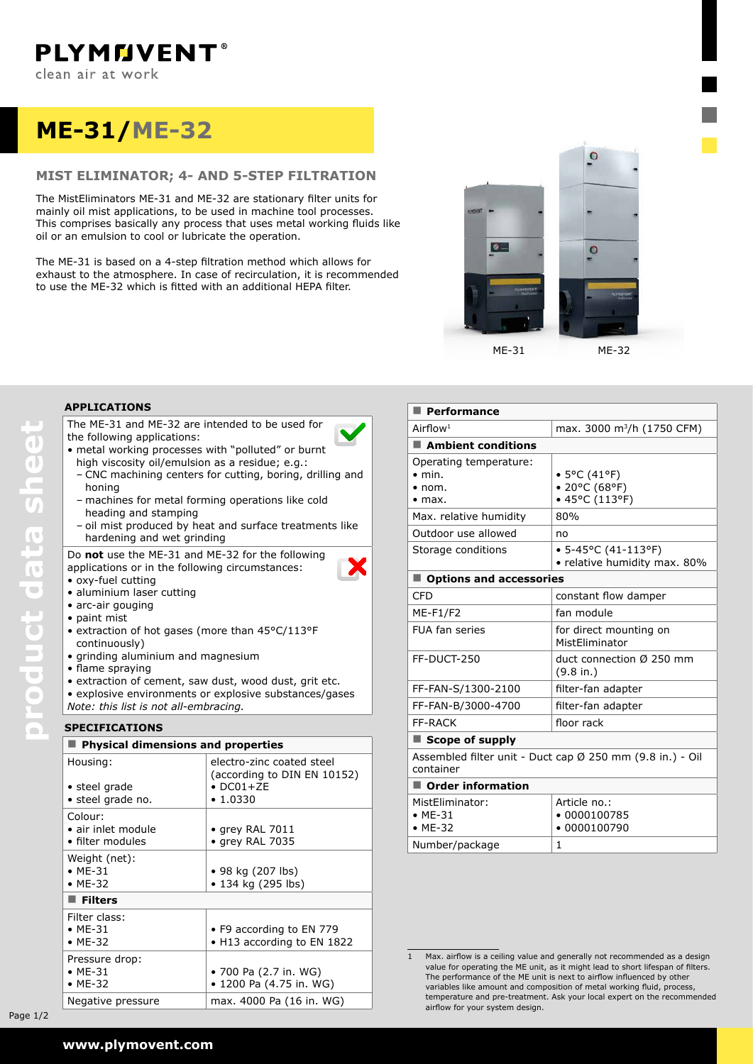PLYMOVENT®

clean air at work

# ME-31/ME-32

## MIST ELIMINATOR; 4- AND 5-STEP FILTRATION

The MistEliminators ME-31 and ME-32 are stationary filter units for mainly oil mist applications, to be used in machine tool processes. This comprises basically any process that uses metal working fluids like oil or an emulsion to cool or lubricate the operation.

The ME-31 is based on a 4-step filtration method which allows for exhaust to the atmosphere. In case of recirculation, it is recommended to use the ME-32 which is fitted with an additional HEPA filter.

ME-31 ME-32

product data sheet

### APPLICATIONS

The ME-31 and ME-32 are intended to be used for the following applications:

- metal working processes with "polluted" or burnt high viscosity oil/emulsion as a residue; e.g.:
  - CNC machining centers for cutting, boring, drilling and honing
  - machines for metal forming operations like cold heading and stamping
  - oil mist produced by heat and surface treatments like hardening and wet grinding

Do **not** use the ME-31 and ME-32 for the following applications or in the following circumstances:

- oxy-fuel cutting
- aluminium laser cutting
- arc-air gouging
- paint mist
- extraction of hot gases (more than 45°C/113°F continuously)
- grinding aluminium and magnesium
- flame spraying
- extraction of cement, saw dust, wood dust, grit etc.
- explosive environments or explosive substances/gases

*Note: this list is not all-embracing.*

### SPECIFICATIONS

| **Physical dimensions and properties** | |
|---|---|
| Housing:<br>• steel grade<br>• steel grade no. | electro-zinc coated steel (according to DIN EN 10152)<br>• DC01+ZE<br>• 1.0330 |
| Colour:<br>• air inlet module<br>• filter modules | <br>• grey RAL 7011<br>• grey RAL 7035 |
| Weight (net):<br>• ME-31<br>• ME-32 | <br>• 98 kg (207 lbs)<br>• 134 kg (295 lbs) |
| **Filters** | |
| Filter class:<br>• ME-31<br>• ME-32 | <br>• F9 according to EN 779<br>• H13 according to EN 1822 |
| Pressure drop:<br>• ME-31<br>• ME-32 | <br>• 700 Pa (2.7 in. WG)<br>• 1200 Pa (4.75 in. WG) |
| Negative pressure | max. 4000 Pa (16 in. WG) |

| **Performance** | |
|---|---|
| Airflow[1] | max. 3000 m³/h (1750 CFM) |
| **Ambient conditions** | |
| Operating temperature:<br>• min.<br>• nom.<br>• max. | <br>• 5°C (41°F)<br>• 20°C (68°F)<br>• 45°C (113°F) |
| Max. relative humidity | 80% |
| Outdoor use allowed | no |
| Storage conditions | • 5-45°C (41-113°F)<br>• relative humidity max. 80% |
| **Options and accessories** | |
| CFD | constant flow damper |
| ME-F1/F2 | fan module |
| FUA fan series | for direct mounting on MistEliminator |
| FF-DUCT-250 | duct connection Ø 250 mm (9.8 in.) |
| FF-FAN-S/1300-2100 | filter-fan adapter |
| FF-FAN-B/3000-4700 | filter-fan adapter |
| FF-RACK | floor rack |
| **Scope of supply** | |
| Assembled filter unit - Duct cap Ø 250 mm (9.8 in.) - Oil container | |
| **Order information** | |
| MistEliminator:<br>• ME-31<br>• ME-32 | Article no.:<br>• 0000100785<br>• 0000100790 |
| Number/package | 1 |

[1] Max. airflow is a ceiling value and generally not recommended as a design value for operating the ME unit, as it might lead to short lifespan of filters. The performance of the ME unit is next to airflow influenced by other variables like amount and composition of metal working fluid, process, temperature and pre-treatment. Ask your local expert on the recommended airflow for your system design.

www.plymovent.com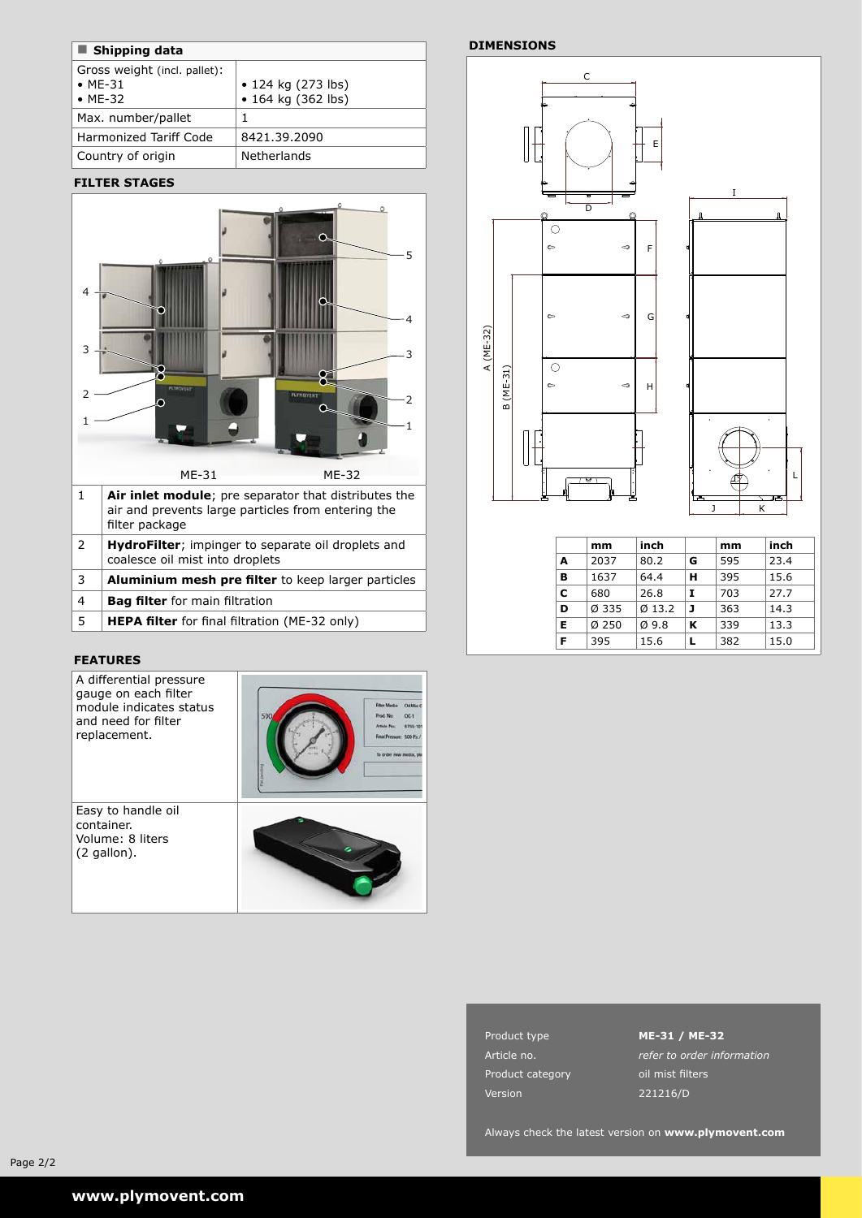## Shipping data

| | |
|---|---|
| Gross weight (incl. pallet): • ME-31 • ME-32 | • 124 kg (273 lbs) • 164 kg (362 lbs) |
| Max. number/pallet | 1 |
| Harmonized Tariff Code | 8421.39.2090 |
| Country of origin | Netherlands |

## FILTER STAGES

ME-31 ME-32

| | |
|---|---|
| 1 | **Air inlet module**; pre separator that distributes the air and prevents large particles from entering the filter package |
| 2 | **HydroFilter**; impinger to separate oil droplets and coalesce oil mist into droplets |
| 3 | **Aluminium mesh pre filter** to keep larger particles |
| 4 | **Bag filter** for main filtration |
| 5 | **HEPA filter** for final filtration (ME-32 only) |

## FEATURES

A differential pressure gauge on each filter module indicates status and need for filter replacement.

Easy to handle oil container. Volume: 8 liters (2 gallon).

## DIMENSIONS

| | mm | inch | | mm | inch |
|---|---|---|---|---|---|
| **A** | 2037 | 80.2 | **G** | 595 | 23.4 |
| **B** | 1637 | 64.4 | **H** | 395 | 15.6 |
| **C** | 680 | 26.8 | **I** | 703 | 27.7 |
| **D** | Ø 335 | Ø 13.2 | **J** | 363 | 14.3 |
| **E** | Ø 250 | Ø 9.8 | **K** | 339 | 13.3 |
| **F** | 395 | 15.6 | **L** | 382 | 15.0 |

| | |
|---|---|
| Product type | **ME-31 / ME-32** |
| Article no. | *refer to order information* |
| Product category | oil mist filters |
| Version | 221216/D |

Always check the latest version on **www.plymovent.com**

**www.plymovent.com**